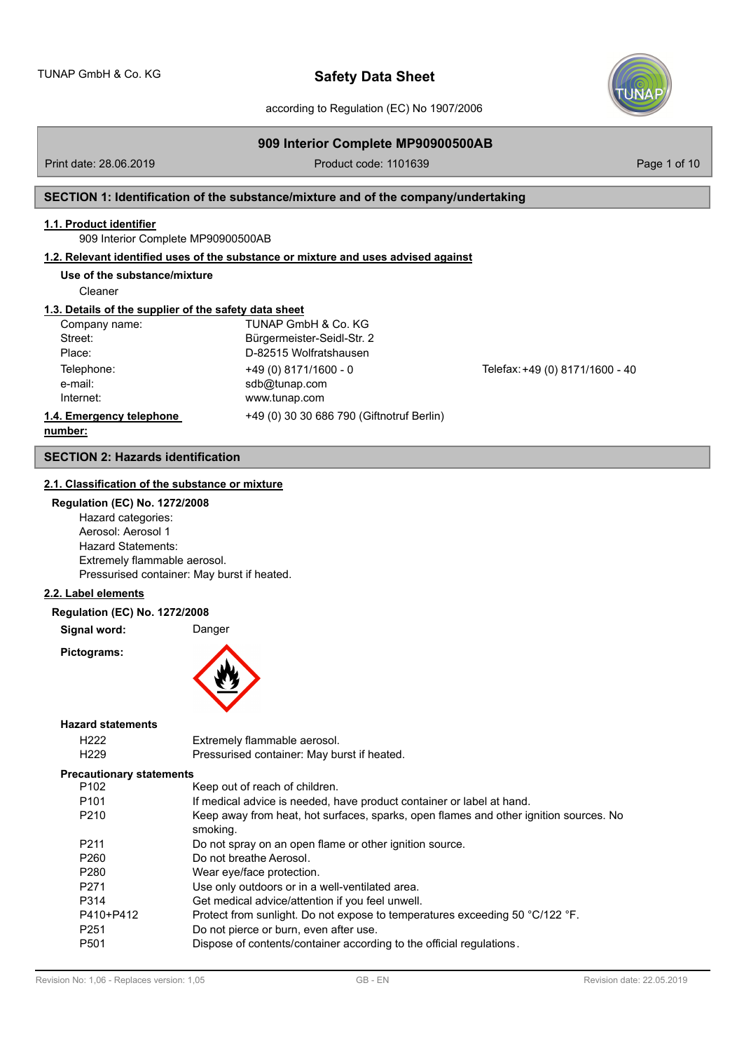# Safety Data Sheet

according to Regulation (EC) No 1907/2006

**909 Interior Complete MP90900500AB**

Print date: 28.06.2019 Product code: 1101639

## SECTION 1: Identification of the substance/mixture and of the company/undertaking

### 1.1. Product identifier

909 Interior Complete MP90900500AB

### 1.2. Relevant identified uses of the substance or mixture and uses advised against

**Use of the substance/mixture**

Cleaner

### 1.3. Details of the supplier of the safety data sheet

| | | |
|---|---|---|
| Company name: | TUNAP GmbH & Co. KG | |
| Street: | Bürgermeister-Seidl-Str. 2 | |
| Place: | D-82515 Wolfratshausen | |
| Telephone: | +49 (0) 8171/1600 - 0 | Telefax: +49 (0) 8171/1600 - 40 |
| e-mail: | sdb@tunap.com | |
| Internet: | www.tunap.com | |

### 1.4. Emergency telephone number:

+49 (0) 30 30 686 790 (Giftnotruf Berlin)

## SECTION 2: Hazards identification

### 2.1. Classification of the substance or mixture

**Regulation (EC) No. 1272/2008**

Hazard categories:
Aerosol: Aerosol 1
Hazard Statements:
Extremely flammable aerosol.
Pressurised container: May burst if heated.

### 2.2. Label elements

**Regulation (EC) No. 1272/2008**

**Signal word:** Danger

**Pictograms:**

**Hazard statements**

| | |
|---|---|
| H222 | Extremely flammable aerosol. |
| H229 | Pressurised container: May burst if heated. |

**Precautionary statements**

| | |
|---|---|
| P102 | Keep out of reach of children. |
| P101 | If medical advice is needed, have product container or label at hand. |
| P210 | Keep away from heat, hot surfaces, sparks, open flames and other ignition sources. No smoking. |
| P211 | Do not spray on an open flame or other ignition source. |
| P260 | Do not breathe Aerosol. |
| P280 | Wear eye/face protection. |
| P271 | Use only outdoors or in a well-ventilated area. |
| P314 | Get medical advice/attention if you feel unwell. |
| P410+P412 | Protect from sunlight. Do not expose to temperatures exceeding 50 °C/122 °F. |
| P251 | Do not pierce or burn, even after use. |
| P501 | Dispose of contents/container according to the official regulations. |

Revision No: 1,06 - Replaces version: 1,05 GB - EN Revision date: 22.05.2019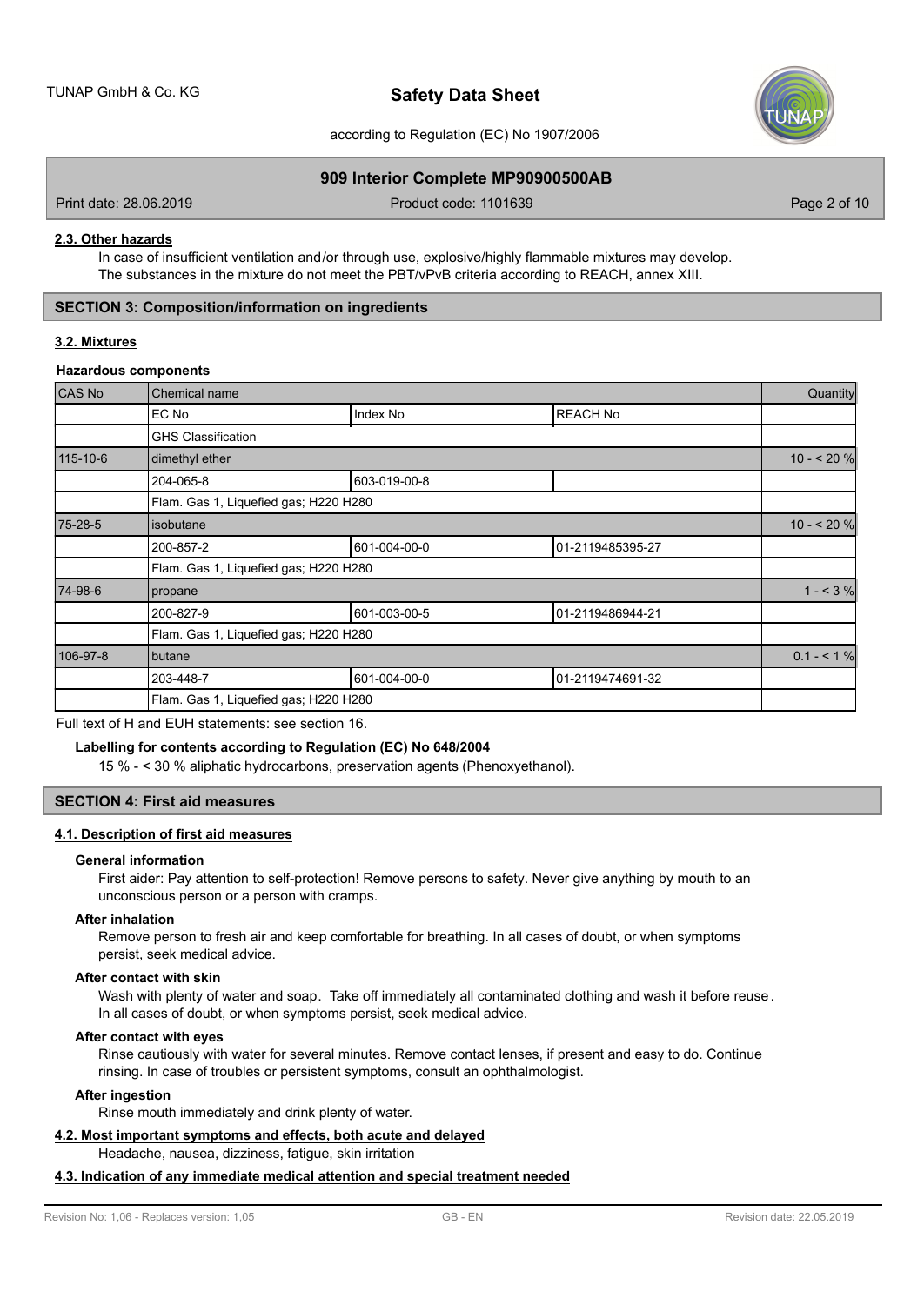### 2.3. Other hazards

In case of insufficient ventilation and/or through use, explosive/highly flammable mixtures may develop.
The substances in the mixture do not meet the PBT/vPvB criteria according to REACH, annex XIII.

## SECTION 3: Composition/information on ingredients

### 3.2. Mixtures

**Hazardous components**

| CAS No | Chemical name | | | Quantity |
|---|---|---|---|---|
| | EC No | Index No | REACH No | |
| | GHS Classification | | | |
| 115-10-6 | dimethyl ether | | | 10 - < 20 % |
| | 204-065-8 | 603-019-00-8 | | |
| | Flam. Gas 1, Liquefied gas; H220 H280 | | | |
| 75-28-5 | isobutane | | | 10 - < 20 % |
| | 200-857-2 | 601-004-00-0 | 01-2119485395-27 | |
| | Flam. Gas 1, Liquefied gas; H220 H280 | | | |
| 74-98-6 | propane | | | 1 - < 3 % |
| | 200-827-9 | 601-003-00-5 | 01-2119486944-21 | |
| | Flam. Gas 1, Liquefied gas; H220 H280 | | | |
| 106-97-8 | butane | | | 0.1 - < 1 % |
| | 203-448-7 | 601-004-00-0 | 01-2119474691-32 | |
| | Flam. Gas 1, Liquefied gas; H220 H280 | | | |

Full text of H and EUH statements: see section 16.

**Labelling for contents according to Regulation (EC) No 648/2004**

15 % - < 30 % aliphatic hydrocarbons, preservation agents (Phenoxyethanol).

## SECTION 4: First aid measures

### 4.1. Description of first aid measures

**General information**

First aider: Pay attention to self-protection! Remove persons to safety. Never give anything by mouth to an unconscious person or a person with cramps.

**After inhalation**

Remove person to fresh air and keep comfortable for breathing. In all cases of doubt, or when symptoms persist, seek medical advice.

**After contact with skin**

Wash with plenty of water and soap. Take off immediately all contaminated clothing and wash it before reuse. In all cases of doubt, or when symptoms persist, seek medical advice.

**After contact with eyes**

Rinse cautiously with water for several minutes. Remove contact lenses, if present and easy to do. Continue rinsing. In case of troubles or persistent symptoms, consult an ophthalmologist.

**After ingestion**

Rinse mouth immediately and drink plenty of water.

### 4.2. Most important symptoms and effects, both acute and delayed

Headache, nausea, dizziness, fatigue, skin irritation

### 4.3. Indication of any immediate medical attention and special treatment needed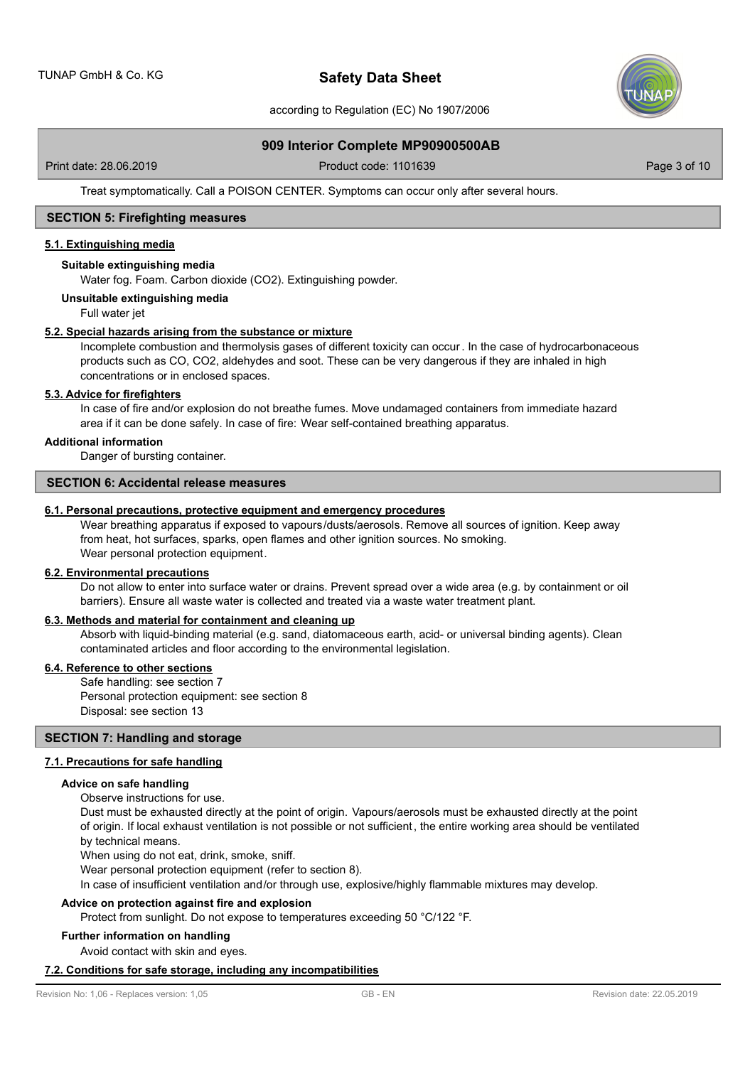Treat symptomatically. Call a POISON CENTER. Symptoms can occur only after several hours.

## SECTION 5: Firefighting measures

### 5.1. Extinguishing media

**Suitable extinguishing media**

Water fog. Foam. Carbon dioxide ($CO_2$). Extinguishing powder.

**Unsuitable extinguishing media**

Full water jet

### 5.2. Special hazards arising from the substance or mixture

Incomplete combustion and thermolysis gases of different toxicity can occur. In the case of hydrocarbonaceous products such as CO, $CO_2$, aldehydes and soot. These can be very dangerous if they are inhaled in high concentrations or in enclosed spaces.

### 5.3. Advice for firefighters

In case of fire and/or explosion do not breathe fumes. Move undamaged containers from immediate hazard area if it can be done safely. In case of fire: Wear self-contained breathing apparatus.

**Additional information**

Danger of bursting container.

## SECTION 6: Accidental release measures

### 6.1. Personal precautions, protective equipment and emergency procedures

Wear breathing apparatus if exposed to vapours/dusts/aerosols. Remove all sources of ignition. Keep away from heat, hot surfaces, sparks, open flames and other ignition sources. No smoking.
Wear personal protection equipment.

### 6.2. Environmental precautions

Do not allow to enter into surface water or drains. Prevent spread over a wide area (e.g. by containment or oil barriers). Ensure all waste water is collected and treated via a waste water treatment plant.

### 6.3. Methods and material for containment and cleaning up

Absorb with liquid-binding material (e.g. sand, diatomaceous earth, acid- or universal binding agents). Clean contaminated articles and floor according to the environmental legislation.

### 6.4. Reference to other sections

Safe handling: see section 7
Personal protection equipment: see section 8
Disposal: see section 13

## SECTION 7: Handling and storage

### 7.1. Precautions for safe handling

**Advice on safe handling**

Observe instructions for use.
Dust must be exhausted directly at the point of origin. Vapours/aerosols must be exhausted directly at the point of origin. If local exhaust ventilation is not possible or not sufficient, the entire working area should be ventilated by technical means.
When using do not eat, drink, smoke, sniff.
Wear personal protection equipment (refer to section 8).
In case of insufficient ventilation and/or through use, explosive/highly flammable mixtures may develop.

**Advice on protection against fire and explosion**

Protect from sunlight. Do not expose to temperatures exceeding 50 °C/122 °F.

**Further information on handling**

Avoid contact with skin and eyes.

### 7.2. Conditions for safe storage, including any incompatibilities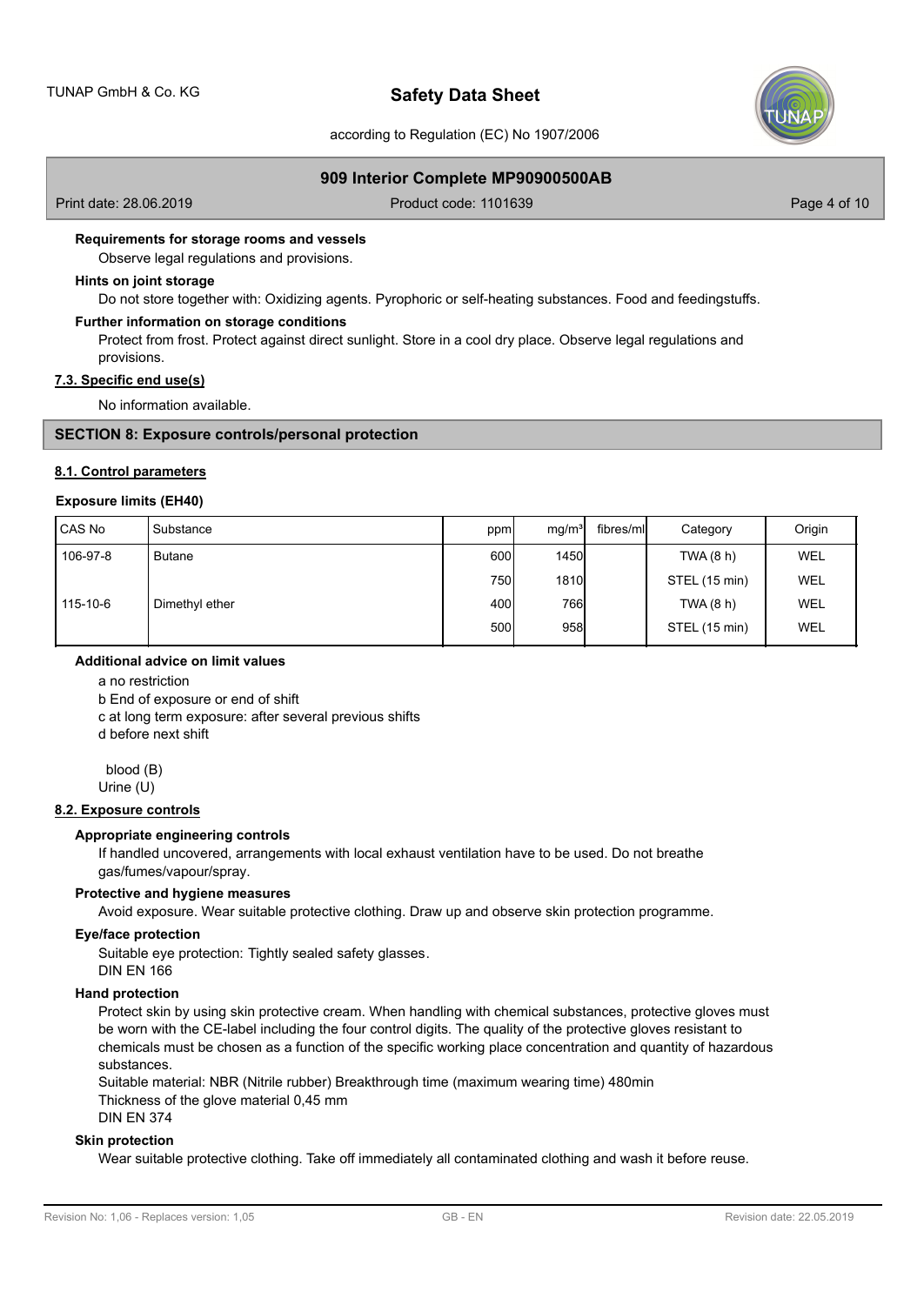**Requirements for storage rooms and vessels**

Observe legal regulations and provisions.

**Hints on joint storage**

Do not store together with: Oxidizing agents. Pyrophoric or self-heating substances. Food and feedingstuffs.

**Further information on storage conditions**

Protect from frost. Protect against direct sunlight. Store in a cool dry place. Observe legal regulations and provisions.

### 7.3. Specific end use(s)

No information available.

## SECTION 8: Exposure controls/personal protection

### 8.1. Control parameters

**Exposure limits (EH40)**

| CAS No | Substance | ppm | mg/m³ | fibres/ml | Category | Origin |
|---|---|---|---|---|---|---|
| 106-97-8 | Butane | 600 | 1450 | | TWA (8 h) | WEL |
| | | 750 | 1810 | | STEL (15 min) | WEL |
| 115-10-6 | Dimethyl ether | 400 | 766 | | TWA (8 h) | WEL |
| | | 500 | 958 | | STEL (15 min) | WEL |

**Additional advice on limit values**

a no restriction
b End of exposure or end of shift
c at long term exposure: after several previous shifts
d before next shift

blood (B)
Urine (U)

### 8.2. Exposure controls

**Appropriate engineering controls**

If handled uncovered, arrangements with local exhaust ventilation have to be used. Do not breathe gas/fumes/vapour/spray.

**Protective and hygiene measures**

Avoid exposure. Wear suitable protective clothing. Draw up and observe skin protection programme.

**Eye/face protection**

Suitable eye protection: Tightly sealed safety glasses.
DIN EN 166

**Hand protection**

Protect skin by using skin protective cream. When handling with chemical substances, protective gloves must be worn with the CE-label including the four control digits. The quality of the protective gloves resistant to chemicals must be chosen as a function of the specific working place concentration and quantity of hazardous substances.
Suitable material: NBR (Nitrile rubber) Breakthrough time (maximum wearing time) 480min
Thickness of the glove material 0,45 mm
DIN EN 374

**Skin protection**

Wear suitable protective clothing. Take off immediately all contaminated clothing and wash it before reuse.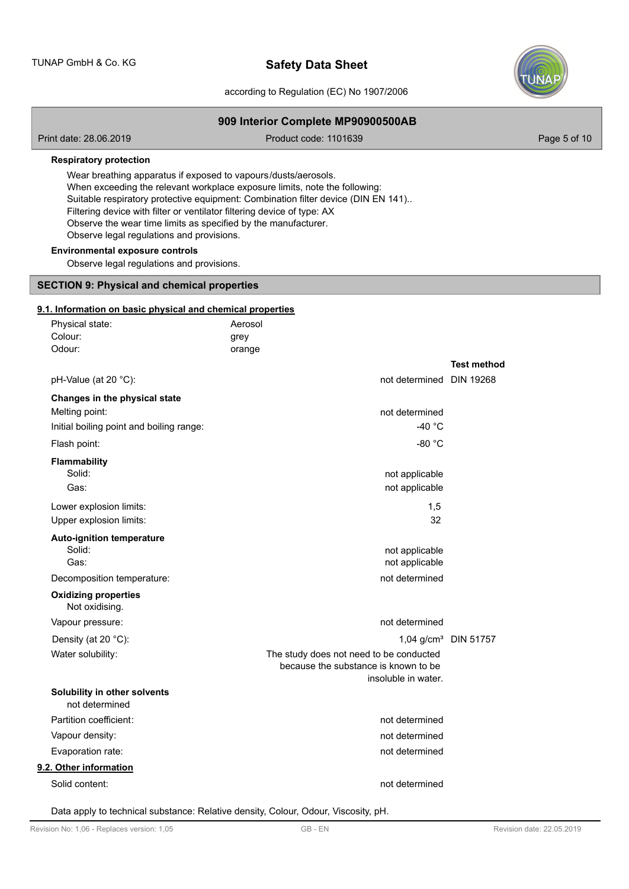**Respiratory protection**

Wear breathing apparatus if exposed to vapours/dusts/aerosols.
When exceeding the relevant workplace exposure limits, note the following:
Suitable respiratory protective equipment: Combination filter device (DIN EN 141)..
Filtering device with filter or ventilator filtering device of type: AX
Observe the wear time limits as specified by the manufacturer.
Observe legal regulations and provisions.

**Environmental exposure controls**

Observe legal regulations and provisions.

## SECTION 9: Physical and chemical properties

### 9.1. Information on basic physical and chemical properties

| | | |
|---|---|---|
| Physical state: | Aerosol | |
| Colour: | grey | |
| Odour: | orange | |
| | | **Test method** |
| pH-Value (at 20 °C): | not determined | DIN 19268 |
| **Changes in the physical state** | | |
| Melting point: | not determined | |
| Initial boiling point and boiling range: | -40 °C | |
| Flash point: | -80 °C | |
| **Flammability** | | |
| Solid: | not applicable | |
| Gas: | not applicable | |
| Lower explosion limits: | 1,5 | |
| Upper explosion limits: | 32 | |
| **Auto-ignition temperature** | | |
| Solid: | not applicable | |
| Gas: | not applicable | |
| Decomposition temperature: | not determined | |
| **Oxidizing properties** | | |
| Not oxidising. | | |
| Vapour pressure: | not determined | |
| Density (at 20 °C): | 1,04 g/cm³ | DIN 51757 |
| Water solubility: | The study does not need to be conducted because the substance is known to be insoluble in water. | |
| **Solubility in other solvents** | | |
| not determined | | |
| Partition coefficient: | not determined | |
| Vapour density: | not determined | |
| Evaporation rate: | not determined | |

### 9.2. Other information

| | |
|---|---|
| Solid content: | not determined |

Data apply to technical substance: Relative density, Colour, Odour, Viscosity, pH.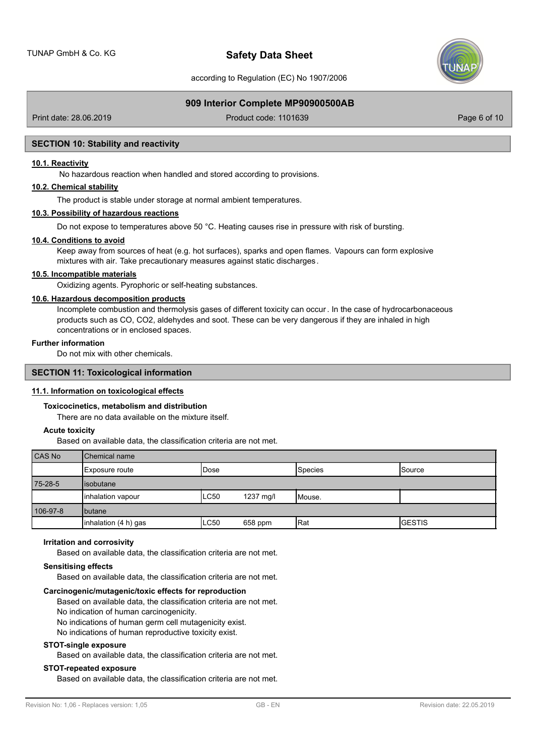## SECTION 10: Stability and reactivity

### 10.1. Reactivity

No hazardous reaction when handled and stored according to provisions.

### 10.2. Chemical stability

The product is stable under storage at normal ambient temperatures.

### 10.3. Possibility of hazardous reactions

Do not expose to temperatures above 50 °C. Heating causes rise in pressure with risk of bursting.

### 10.4. Conditions to avoid

Keep away from sources of heat (e.g. hot surfaces), sparks and open flames. Vapours can form explosive mixtures with air. Take precautionary measures against static discharges.

### 10.5. Incompatible materials

Oxidizing agents. Pyrophoric or self-heating substances.

### 10.6. Hazardous decomposition products

Incomplete combustion and thermolysis gases of different toxicity can occur. In the case of hydrocarbonaceous products such as CO, $CO_2$, aldehydes and soot. These can be very dangerous if they are inhaled in high concentrations or in enclosed spaces.

**Further information**

Do not mix with other chemicals.

## SECTION 11: Toxicological information

### 11.1. Information on toxicological effects

**Toxicocinetics, metabolism and distribution**

There are no data available on the mixture itself.

**Acute toxicity**

Based on available data, the classification criteria are not met.

| CAS No | Chemical name | | | | |
|---|---|---|---|---|---|
| | Exposure route | Dose | | Species | Source |
| 75-28-5 | isobutane | | | | |
| | inhalation vapour | LC50 | 1237 mg/l | Mouse. | |
| 106-97-8 | butane | | | | |
| | inhalation (4 h) gas | LC50 | 658 ppm | Rat | GESTIS |

**Irritation and corrosivity**

Based on available data, the classification criteria are not met.

**Sensitising effects**

Based on available data, the classification criteria are not met.

**Carcinogenic/mutagenic/toxic effects for reproduction**

Based on available data, the classification criteria are not met.
No indication of human carcinogenicity.
No indications of human germ cell mutagenicity exist.
No indications of human reproductive toxicity exist.

**STOT-single exposure**

Based on available data, the classification criteria are not met.

**STOT-repeated exposure**

Based on available data, the classification criteria are not met.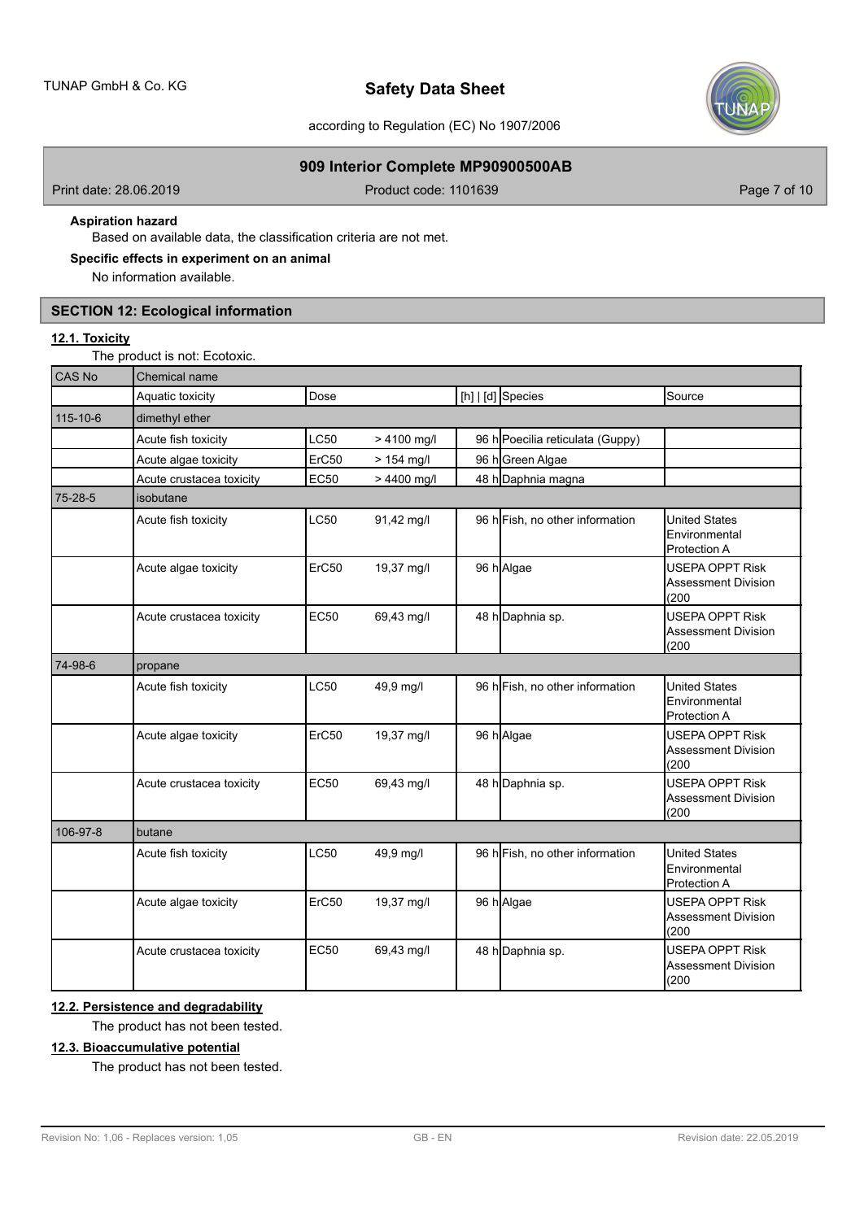**Aspiration hazard**

Based on available data, the classification criteria are not met.

**Specific effects in experiment on an animal**

No information available.

## SECTION 12: Ecological information

### 12.1. Toxicity

The product is not: Ecotoxic.

| CAS No | Chemical name | | | | | |
|---|---|---|---|---|---|---|
| | Aquatic toxicity | Dose | | [h] \| [d] | Species | Source |
| 115-10-6 | dimethyl ether | | | | | |
| | Acute fish toxicity | LC50 | > 4100 mg/l | 96 h | Poecilia reticulata (Guppy) | |
| | Acute algae toxicity | ErC50 | > 154 mg/l | 96 h | Green Algae | |
| | Acute crustacea toxicity | EC50 | > 4400 mg/l | 48 h | Daphnia magna | |
| 75-28-5 | isobutane | | | | | |
| | Acute fish toxicity | LC50 | 91,42 mg/l | 96 h | Fish, no other information | United States Environmental Protection A |
| | Acute algae toxicity | ErC50 | 19,37 mg/l | 96 h | Algae | USEPA OPPT Risk Assessment Division (200 |
| | Acute crustacea toxicity | EC50 | 69,43 mg/l | 48 h | Daphnia sp. | USEPA OPPT Risk Assessment Division (200 |
| 74-98-6 | propane | | | | | |
| | Acute fish toxicity | LC50 | 49,9 mg/l | 96 h | Fish, no other information | United States Environmental Protection A |
| | Acute algae toxicity | ErC50 | 19,37 mg/l | 96 h | Algae | USEPA OPPT Risk Assessment Division (200 |
| | Acute crustacea toxicity | EC50 | 69,43 mg/l | 48 h | Daphnia sp. | USEPA OPPT Risk Assessment Division (200 |
| 106-97-8 | butane | | | | | |
| | Acute fish toxicity | LC50 | 49,9 mg/l | 96 h | Fish, no other information | United States Environmental Protection A |
| | Acute algae toxicity | ErC50 | 19,37 mg/l | 96 h | Algae | USEPA OPPT Risk Assessment Division (200 |
| | Acute crustacea toxicity | EC50 | 69,43 mg/l | 48 h | Daphnia sp. | USEPA OPPT Risk Assessment Division (200 |

### 12.2. Persistence and degradability

The product has not been tested.

### 12.3. Bioaccumulative potential

The product has not been tested.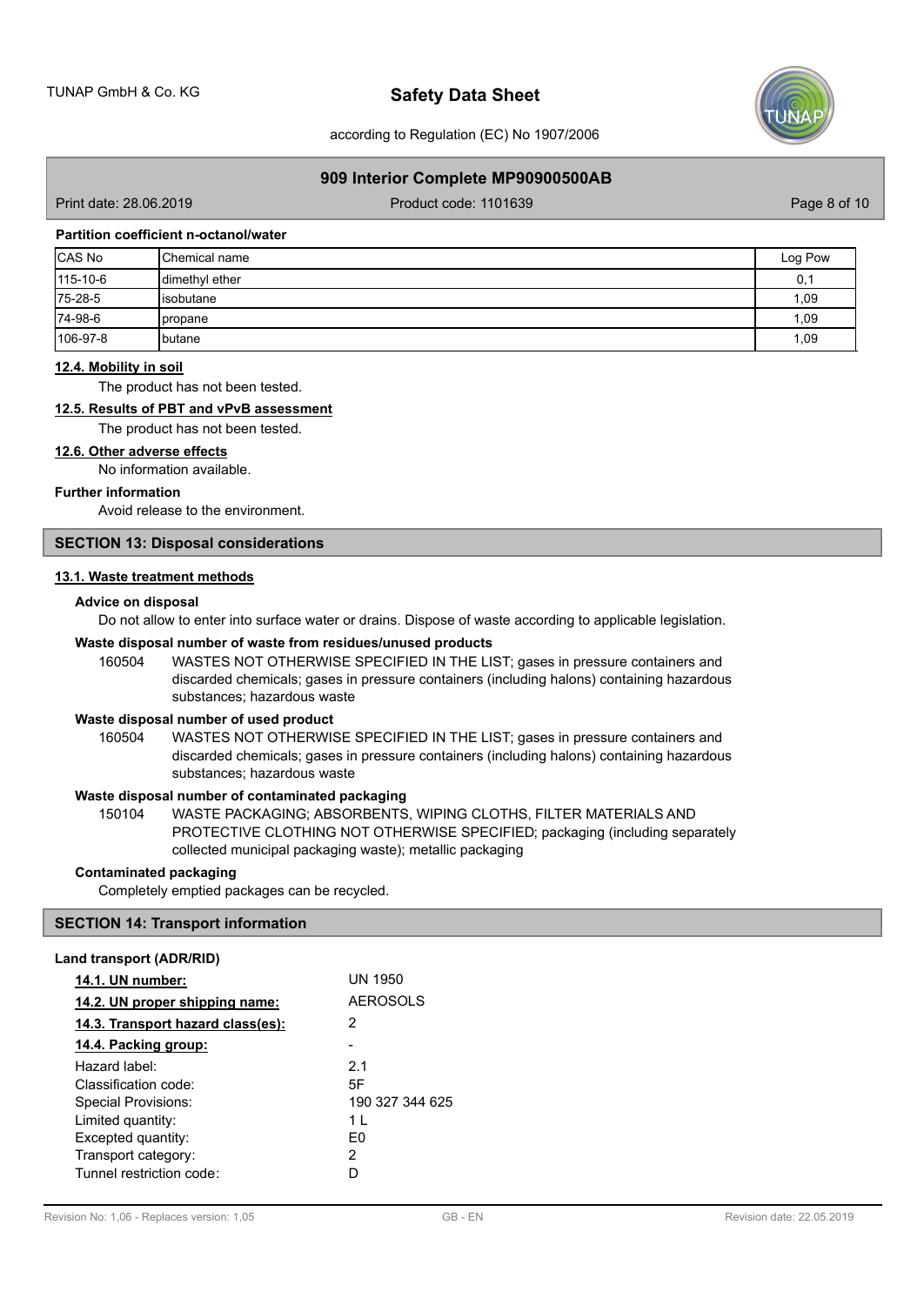**Partition coefficient n-octanol/water**

| CAS No | Chemical name | Log Pow |
|---|---|---|
| 115-10-6 | dimethyl ether | 0,1 |
| 75-28-5 | isobutane | 1,09 |
| 74-98-6 | propane | 1,09 |
| 106-97-8 | butane | 1,09 |

### 12.4. Mobility in soil

The product has not been tested.

### 12.5. Results of PBT and vPvB assessment

The product has not been tested.

### 12.6. Other adverse effects

No information available.

**Further information**

Avoid release to the environment.

## SECTION 13: Disposal considerations

### 13.1. Waste treatment methods

**Advice on disposal**

Do not allow to enter into surface water or drains. Dispose of waste according to applicable legislation.

**Waste disposal number of waste from residues/unused products**

160504 WASTES NOT OTHERWISE SPECIFIED IN THE LIST; gases in pressure containers and discarded chemicals; gases in pressure containers (including halons) containing hazardous substances; hazardous waste

**Waste disposal number of used product**

160504 WASTES NOT OTHERWISE SPECIFIED IN THE LIST; gases in pressure containers and discarded chemicals; gases in pressure containers (including halons) containing hazardous substances; hazardous waste

**Waste disposal number of contaminated packaging**

150104 WASTE PACKAGING; ABSORBENTS, WIPING CLOTHS, FILTER MATERIALS AND PROTECTIVE CLOTHING NOT OTHERWISE SPECIFIED; packaging (including separately collected municipal packaging waste); metallic packaging

**Contaminated packaging**

Completely emptied packages can be recycled.

## SECTION 14: Transport information

**Land transport (ADR/RID)**

| | |
|---|---|
| **14.1. UN number:** | UN 1950 |
| **14.2. UN proper shipping name:** | AEROSOLS |
| **14.3. Transport hazard class(es):** | 2 |
| **14.4. Packing group:** | - |
| Hazard label: | 2.1 |
| Classification code: | 5F |
| Special Provisions: | 190 327 344 625 |
| Limited quantity: | 1 L |
| Excepted quantity: | E0 |
| Transport category: | 2 |
| Tunnel restriction code: | D |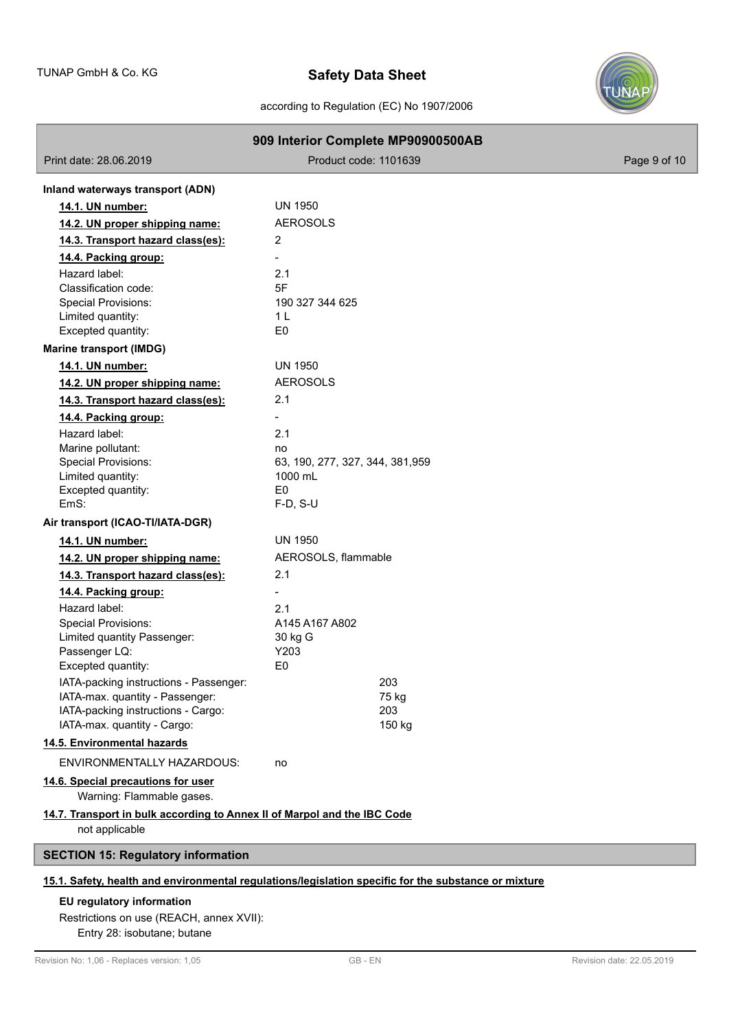**Inland waterways transport (ADN)**

| | |
|---|---|
| **14.1. UN number:** | UN 1950 |
| **14.2. UN proper shipping name:** | AEROSOLS |
| **14.3. Transport hazard class(es):** | 2 |
| **14.4. Packing group:** | - |
| Hazard label: | 2.1 |
| Classification code: | 5F |
| Special Provisions: | 190 327 344 625 |
| Limited quantity: | 1 L |
| Excepted quantity: | E0 |

**Marine transport (IMDG)**

| | |
|---|---|
| **14.1. UN number:** | UN 1950 |
| **14.2. UN proper shipping name:** | AEROSOLS |
| **14.3. Transport hazard class(es):** | 2.1 |
| **14.4. Packing group:** | - |
| Hazard label: | 2.1 |
| Marine pollutant: | no |
| Special Provisions: | 63, 190, 277, 327, 344, 381,959 |
| Limited quantity: | 1000 mL |
| Excepted quantity: | E0 |
| EmS: | F-D, S-U |

**Air transport (ICAO-TI/IATA-DGR)**

| | |
|---|---|
| **14.1. UN number:** | UN 1950 |
| **14.2. UN proper shipping name:** | AEROSOLS, flammable |
| **14.3. Transport hazard class(es):** | 2.1 |
| **14.4. Packing group:** | - |
| Hazard label: | 2.1 |
| Special Provisions: | A145 A167 A802 |
| Limited quantity Passenger: | 30 kg G |
| Passenger LQ: | Y203 |
| Excepted quantity: | E0 |
| IATA-packing instructions - Passenger: | 203 |
| IATA-max. quantity - Passenger: | 75 kg |
| IATA-packing instructions - Cargo: | 203 |
| IATA-max. quantity - Cargo: | 150 kg |

**14.5. Environmental hazards**

ENVIRONMENTALLY HAZARDOUS: no

**14.6. Special precautions for user**

Warning: Flammable gases.

**14.7. Transport in bulk according to Annex II of Marpol and the IBC Code**

not applicable

## SECTION 15: Regulatory information

**15.1. Safety, health and environmental regulations/legislation specific for the substance or mixture**

**EU regulatory information**

Restrictions on use (REACH, annex XVII):

Entry 28: isobutane; butane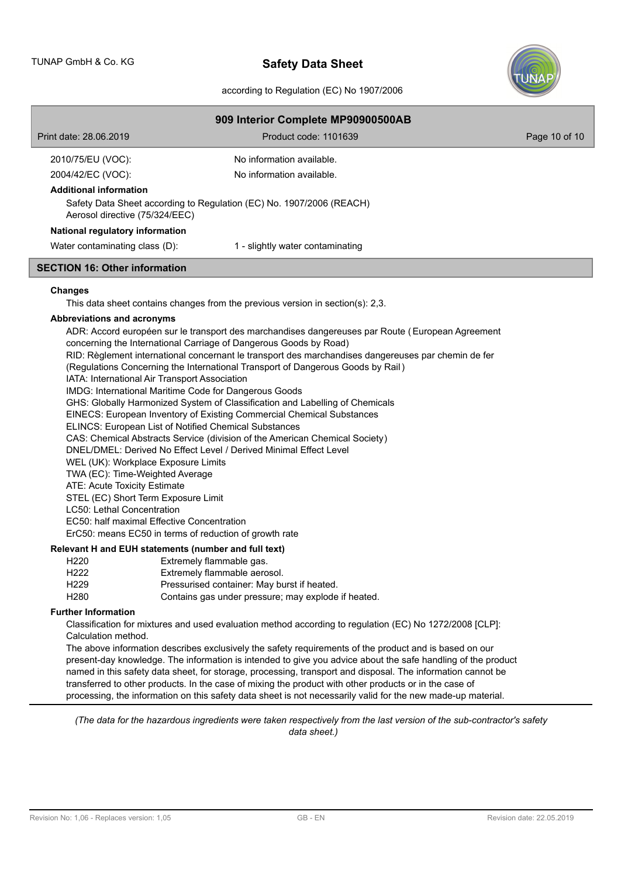| | |
|---|---|
| 2010/75/EU (VOC): | No information available. |
| 2004/42/EC (VOC): | No information available. |

**Additional information**

Safety Data Sheet according to Regulation (EC) No. 1907/2006 (REACH)
Aerosol directive (75/324/EEC)

**National regulatory information**

| | |
|---|---|
| Water contaminating class (D): | 1 - slightly water contaminating |

## SECTION 16: Other information

**Changes**

This data sheet contains changes from the previous version in section(s): 2,3.

**Abbreviations and acronyms**

ADR: Accord européen sur le transport des marchandises dangereuses par Route ( European Agreement concerning the International Carriage of Dangerous Goods by Road)
RID: Règlement international concernant le transport des marchandises dangereuses par chemin de fer (Regulations Concerning the International Transport of Dangerous Goods by Rail )
IATA: International Air Transport Association
IMDG: International Maritime Code for Dangerous Goods
GHS: Globally Harmonized System of Classification and Labelling of Chemicals
EINECS: European Inventory of Existing Commercial Chemical Substances
ELINCS: European List of Notified Chemical Substances
CAS: Chemical Abstracts Service (division of the American Chemical Society)
DNEL/DMEL: Derived No Effect Level / Derived Minimal Effect Level
WEL (UK): Workplace Exposure Limits
TWA (EC): Time-Weighted Average
ATE: Acute Toxicity Estimate
STEL (EC) Short Term Exposure Limit
LC50: Lethal Concentration
EC50: half maximal Effective Concentration
ErC50: means EC50 in terms of reduction of growth rate

**Relevant H and EUH statements (number and full text)**

| | |
|---|---|
| H220 | Extremely flammable gas. |
| H222 | Extremely flammable aerosol. |
| H229 | Pressurised container: May burst if heated. |
| H280 | Contains gas under pressure; may explode if heated. |

**Further Information**

Classification for mixtures and used evaluation method according to regulation (EC) No 1272/2008 [CLP]: Calculation method.
The above information describes exclusively the safety requirements of the product and is based on our present-day knowledge. The information is intended to give you advice about the safe handling of the product named in this safety data sheet, for storage, processing, transport and disposal. The information cannot be transferred to other products. In the case of mixing the product with other products or in the case of processing, the information on this safety data sheet is not necessarily valid for the new made-up material.

*(The data for the hazardous ingredients were taken respectively from the last version of the sub-contractor's safety data sheet.)*